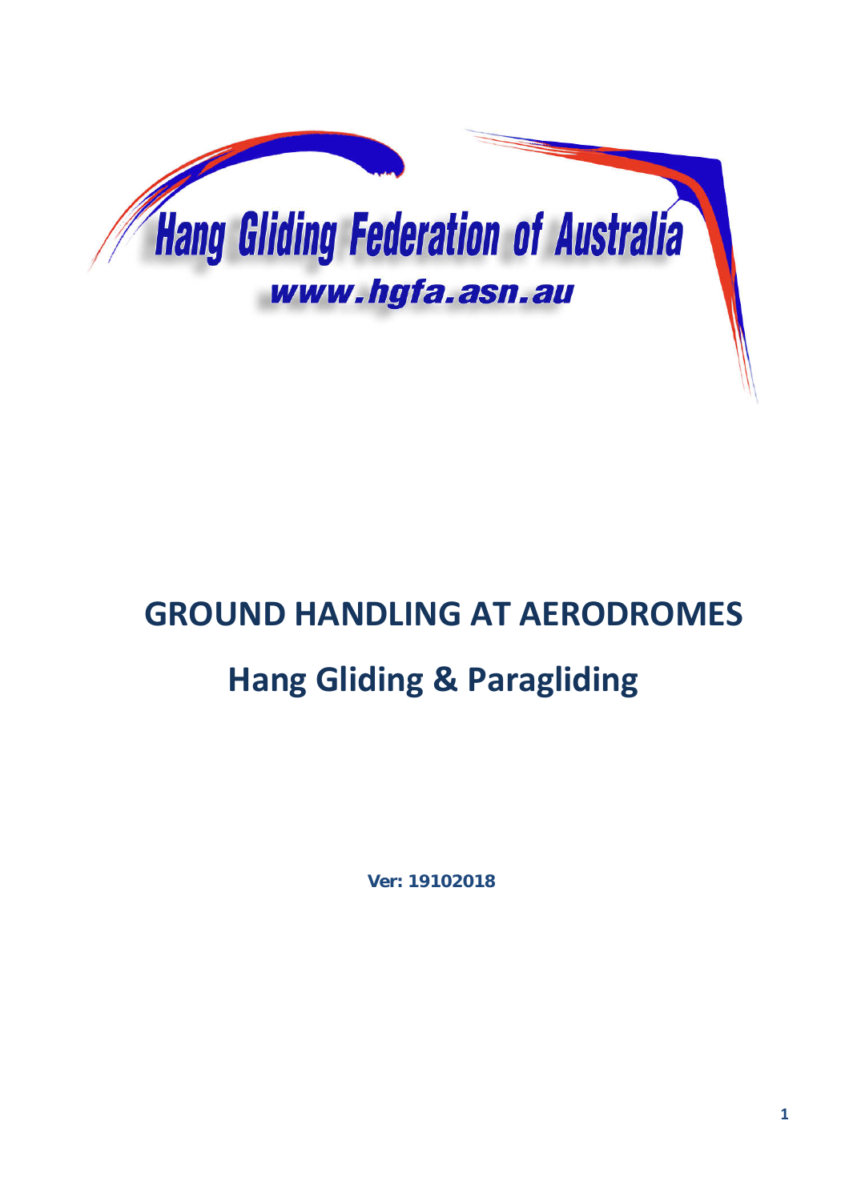Hang Gliding Federation of Australia

www.hgfa.asn.au

# GROUND HANDLING AT AERODROMES

## Hang Gliding & Paragliding

**Ver: 19102018**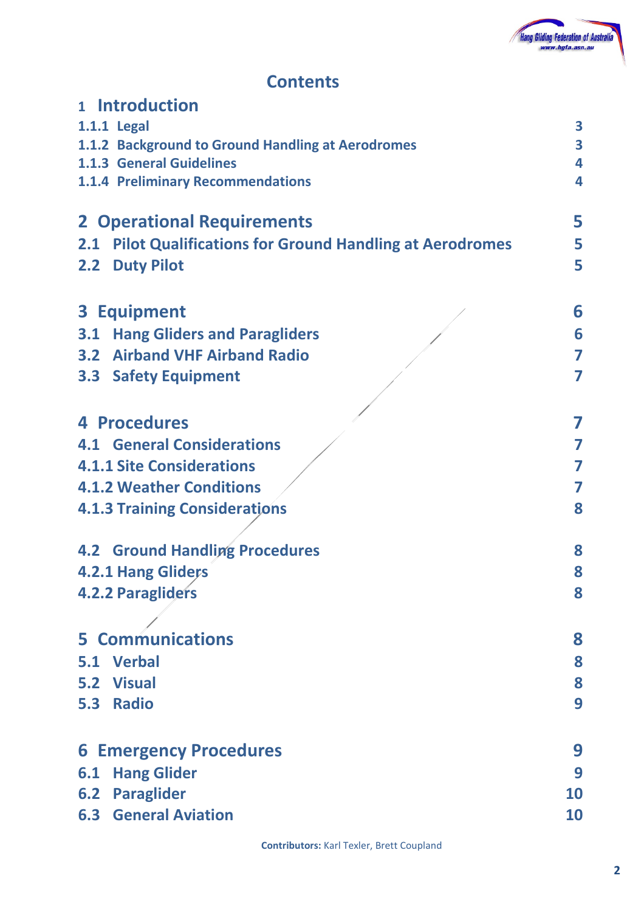# Contents

| | |
|---|---|
| **1 Introduction** | |
| **1.1.1 Legal** | **3** |
| **1.1.2 Background to Ground Handling at Aerodromes** | **3** |
| **1.1.3 General Guidelines** | **4** |
| **1.1.4 Preliminary Recommendations** | **4** |
| | |
| **2 Operational Requirements** | **5** |
| **2.1 Pilot Qualifications for Ground Handling at Aerodromes** | **5** |
| **2.2 Duty Pilot** | **5** |
| | |
| **3 Equipment** | **6** |
| **3.1 Hang Gliders and Paragliders** | **6** |
| **3.2 Airband VHF Airband Radio** | **7** |
| **3.3 Safety Equipment** | **7** |
| | |
| **4 Procedures** | **7** |
| **4.1 General Considerations** | **7** |
| **4.1.1 Site Considerations** | **7** |
| **4.1.2 Weather Conditions** | **7** |
| **4.1.3 Training Considerations** | **8** |
| | |
| **4.2 Ground Handling Procedures** | **8** |
| **4.2.1 Hang Gliders** | **8** |
| **4.2.2 Paragliders** | **8** |
| | |
| **5 Communications** | **8** |
| **5.1 Verbal** | **8** |
| **5.2 Visual** | **8** |
| **5.3 Radio** | **9** |
| | |
| **6 Emergency Procedures** | **9** |
| **6.1 Hang Glider** | **9** |
| **6.2 Paraglider** | **10** |
| **6.3 General Aviation** | **10** |

**Contributors:** Karl Texler, Brett Coupland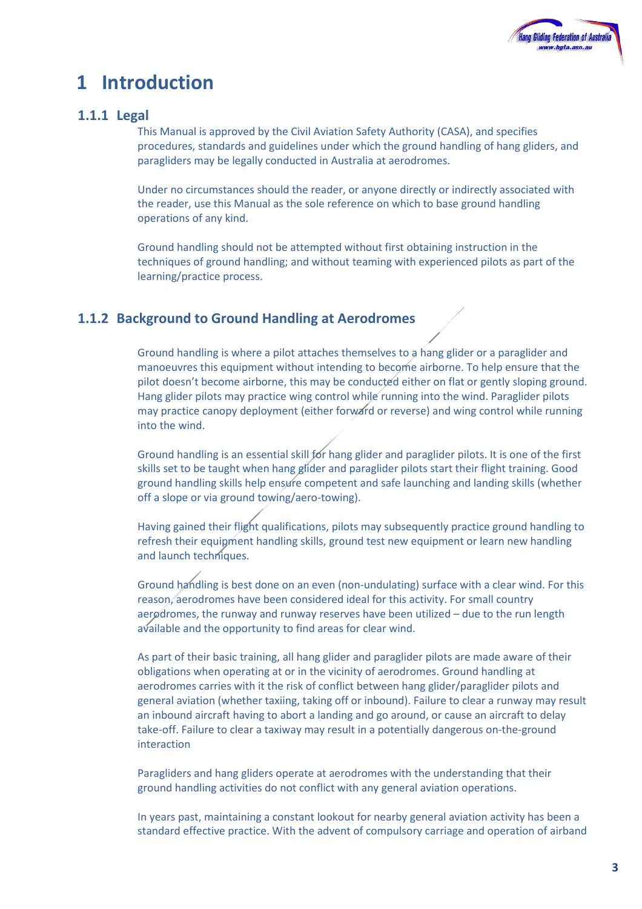# 1 Introduction

### 1.1.1 Legal

This Manual is approved by the Civil Aviation Safety Authority (CASA), and specifies procedures, standards and guidelines under which the ground handling of hang gliders, and paragliders may be legally conducted in Australia at aerodromes.

Under no circumstances should the reader, or anyone directly or indirectly associated with the reader, use this Manual as the sole reference on which to base ground handling operations of any kind.

Ground handling should not be attempted without first obtaining instruction in the techniques of ground handling; and without teaming with experienced pilots as part of the learning/practice process.

### 1.1.2 Background to Ground Handling at Aerodromes

Ground handling is where a pilot attaches themselves to a hang glider or a paraglider and manoeuvres this equipment without intending to become airborne. To help ensure that the pilot doesn't become airborne, this may be conducted either on flat or gently sloping ground. Hang glider pilots may practice wing control while running into the wind. Paraglider pilots may practice canopy deployment (either forward or reverse) and wing control while running into the wind.

Ground handling is an essential skill for hang glider and paraglider pilots. It is one of the first skills set to be taught when hang glider and paraglider pilots start their flight training. Good ground handling skills help ensure competent and safe launching and landing skills (whether off a slope or via ground towing/aero-towing).

Having gained their flight qualifications, pilots may subsequently practice ground handling to refresh their equipment handling skills, ground test new equipment or learn new handling and launch techniques.

Ground handling is best done on an even (non-undulating) surface with a clear wind. For this reason, aerodromes have been considered ideal for this activity. For small country aerodromes, the runway and runway reserves have been utilized – due to the run length available and the opportunity to find areas for clear wind.

As part of their basic training, all hang glider and paraglider pilots are made aware of their obligations when operating at or in the vicinity of aerodromes. Ground handling at aerodromes carries with it the risk of conflict between hang glider/paraglider pilots and general aviation (whether taxiing, taking off or inbound). Failure to clear a runway may result an inbound aircraft having to abort a landing and go around, or cause an aircraft to delay take-off. Failure to clear a taxiway may result in a potentially dangerous on-the-ground interaction

Paragliders and hang gliders operate at aerodromes with the understanding that their ground handling activities do not conflict with any general aviation operations.

In years past, maintaining a constant lookout for nearby general aviation activity has been a standard effective practice. With the advent of compulsory carriage and operation of airband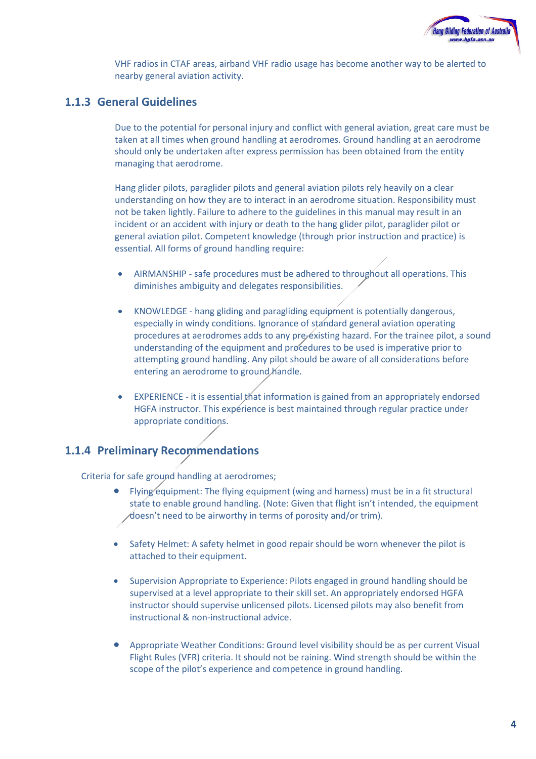VHF radios in CTAF areas, airband VHF radio usage has become another way to be alerted to nearby general aviation activity.

### 1.1.3 General Guidelines

Due to the potential for personal injury and conflict with general aviation, great care must be taken at all times when ground handling at aerodromes. Ground handling at an aerodrome should only be undertaken after express permission has been obtained from the entity managing that aerodrome.

Hang glider pilots, paraglider pilots and general aviation pilots rely heavily on a clear understanding on how they are to interact in an aerodrome situation. Responsibility must not be taken lightly. Failure to adhere to the guidelines in this manual may result in an incident or an accident with injury or death to the hang glider pilot, paraglider pilot or general aviation pilot. Competent knowledge (through prior instruction and practice) is essential. All forms of ground handling require:

- AIRMANSHIP - safe procedures must be adhered to throughout all operations. This diminishes ambiguity and delegates responsibilities.
- KNOWLEDGE - hang gliding and paragliding equipment is potentially dangerous, especially in windy conditions. Ignorance of standard general aviation operating procedures at aerodromes adds to any pre-existing hazard. For the trainee pilot, a sound understanding of the equipment and procedures to be used is imperative prior to attempting ground handling. Any pilot should be aware of all considerations before entering an aerodrome to ground handle.
- EXPERIENCE - it is essential that information is gained from an appropriately endorsed HGFA instructor. This experience is best maintained through regular practice under appropriate conditions.

### 1.1.4 Preliminary Recommendations

Criteria for safe ground handling at aerodromes;

- Flying equipment: The flying equipment (wing and harness) must be in a fit structural state to enable ground handling. (Note: Given that flight isn't intended, the equipment doesn't need to be airworthy in terms of porosity and/or trim).
- Safety Helmet: A safety helmet in good repair should be worn whenever the pilot is attached to their equipment.
- Supervision Appropriate to Experience: Pilots engaged in ground handling should be supervised at a level appropriate to their skill set. An appropriately endorsed HGFA instructor should supervise unlicensed pilots. Licensed pilots may also benefit from instructional & non-instructional advice.
- Appropriate Weather Conditions: Ground level visibility should be as per current Visual Flight Rules (VFR) criteria. It should not be raining. Wind strength should be within the scope of the pilot's experience and competence in ground handling.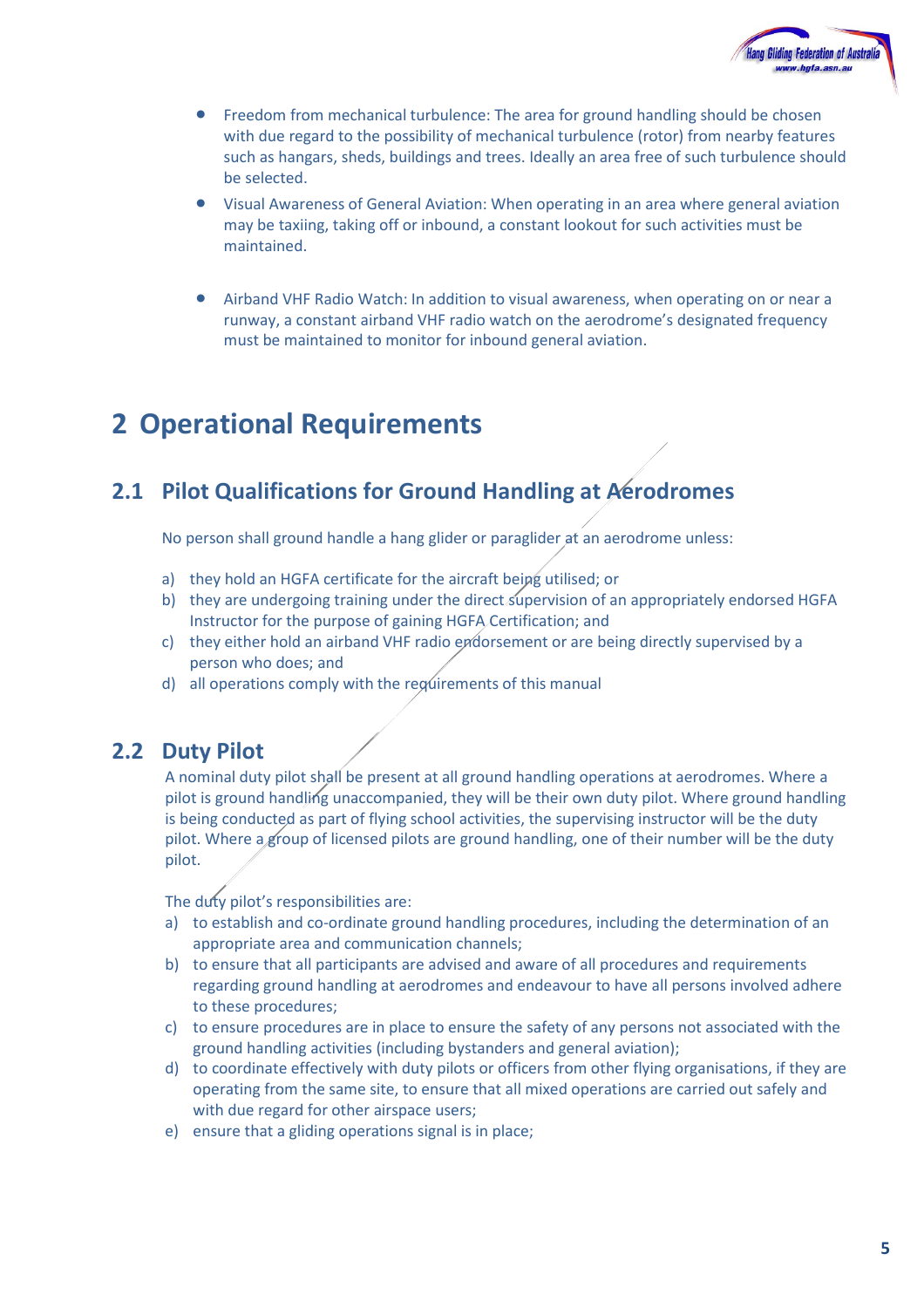- Freedom from mechanical turbulence: The area for ground handling should be chosen with due regard to the possibility of mechanical turbulence (rotor) from nearby features such as hangars, sheds, buildings and trees. Ideally an area free of such turbulence should be selected.
- Visual Awareness of General Aviation: When operating in an area where general aviation may be taxiing, taking off or inbound, a constant lookout for such activities must be maintained.
- Airband VHF Radio Watch: In addition to visual awareness, when operating on or near a runway, a constant airband VHF radio watch on the aerodrome's designated frequency must be maintained to monitor for inbound general aviation.

# 2 Operational Requirements

## 2.1 Pilot Qualifications for Ground Handling at Aerodromes

No person shall ground handle a hang glider or paraglider at an aerodrome unless:

a) they hold an HGFA certificate for the aircraft being utilised; or
b) they are undergoing training under the direct supervision of an appropriately endorsed HGFA Instructor for the purpose of gaining HGFA Certification; and
c) they either hold an airband VHF radio endorsement or are being directly supervised by a person who does; and
d) all operations comply with the requirements of this manual

## 2.2 Duty Pilot

A nominal duty pilot shall be present at all ground handling operations at aerodromes. Where a pilot is ground handling unaccompanied, they will be their own duty pilot. Where ground handling is being conducted as part of flying school activities, the supervising instructor will be the duty pilot. Where a group of licensed pilots are ground handling, one of their number will be the duty pilot.

The duty pilot's responsibilities are:

a) to establish and co-ordinate ground handling procedures, including the determination of an appropriate area and communication channels;
b) to ensure that all participants are advised and aware of all procedures and requirements regarding ground handling at aerodromes and endeavour to have all persons involved adhere to these procedures;
c) to ensure procedures are in place to ensure the safety of any persons not associated with the ground handling activities (including bystanders and general aviation);
d) to coordinate effectively with duty pilots or officers from other flying organisations, if they are operating from the same site, to ensure that all mixed operations are carried out safely and with due regard for other airspace users;
e) ensure that a gliding operations signal is in place;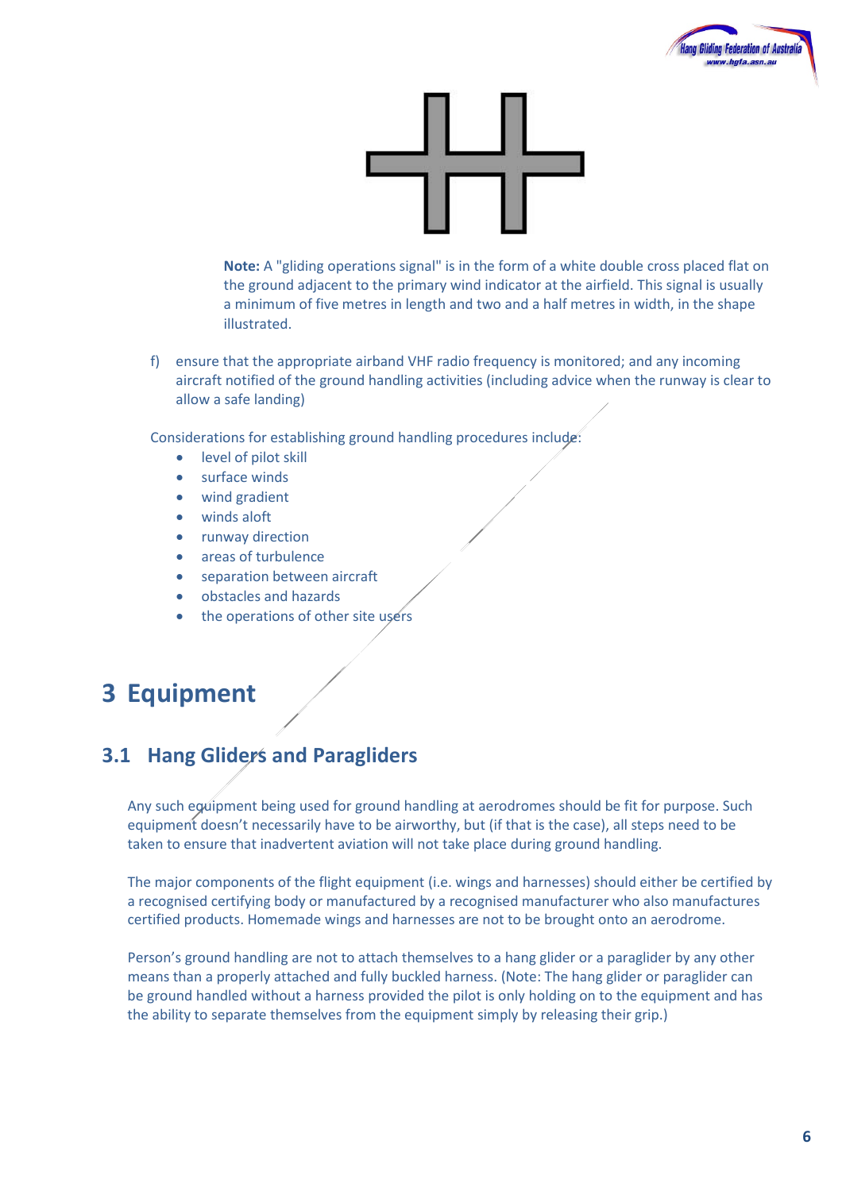**Note:** A "gliding operations signal" is in the form of a white double cross placed flat on the ground adjacent to the primary wind indicator at the airfield. This signal is usually a minimum of five metres in length and two and a half metres in width, in the shape illustrated.

f) ensure that the appropriate airband VHF radio frequency is monitored; and any incoming aircraft notified of the ground handling activities (including advice when the runway is clear to allow a safe landing)

Considerations for establishing ground handling procedures include:

- level of pilot skill
- surface winds
- wind gradient
- winds aloft
- runway direction
- areas of turbulence
- separation between aircraft
- obstacles and hazards
- the operations of other site users

# 3 Equipment

## 3.1 Hang Gliders and Paragliders

Any such equipment being used for ground handling at aerodromes should be fit for purpose. Such equipment doesn't necessarily have to be airworthy, but (if that is the case), all steps need to be taken to ensure that inadvertent aviation will not take place during ground handling.

The major components of the flight equipment (i.e. wings and harnesses) should either be certified by a recognised certifying body or manufactured by a recognised manufacturer who also manufactures certified products. Homemade wings and harnesses are not to be brought onto an aerodrome.

Person's ground handling are not to attach themselves to a hang glider or a paraglider by any other means than a properly attached and fully buckled harness. (Note: The hang glider or paraglider can be ground handled without a harness provided the pilot is only holding on to the equipment and has the ability to separate themselves from the equipment simply by releasing their grip.)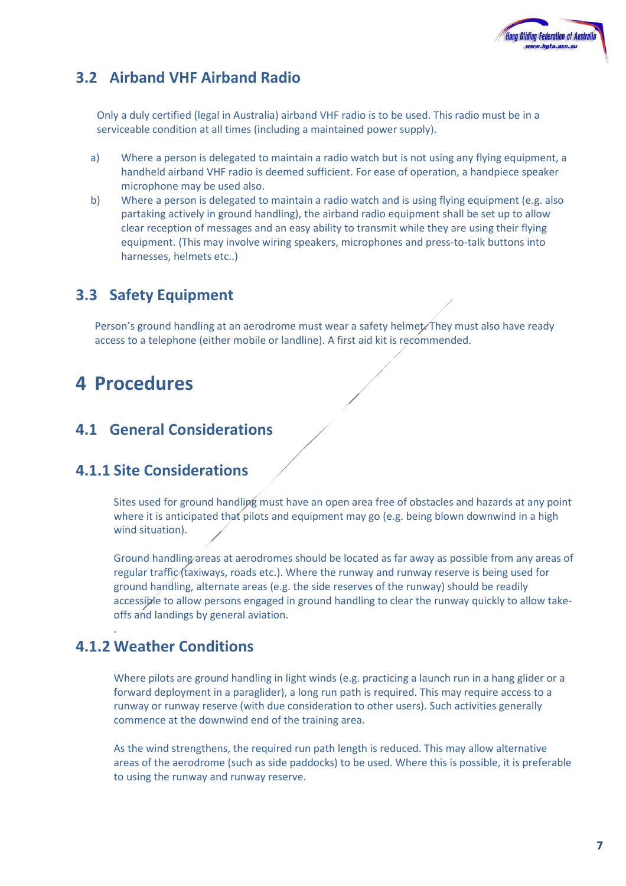## 3.2 Airband VHF Airband Radio

Only a duly certified (legal in Australia) airband VHF radio is to be used. This radio must be in a serviceable condition at all times (including a maintained power supply).

a) Where a person is delegated to maintain a radio watch but is not using any flying equipment, a handheld airband VHF radio is deemed sufficient. For ease of operation, a handpiece speaker microphone may be used also.

b) Where a person is delegated to maintain a radio watch and is using flying equipment (e.g. also partaking actively in ground handling), the airband radio equipment shall be set up to allow clear reception of messages and an easy ability to transmit while they are using their flying equipment. (This may involve wiring speakers, microphones and press-to-talk buttons into harnesses, helmets etc..)

## 3.3 Safety Equipment

Person's ground handling at an aerodrome must wear a safety helmet. They must also have ready access to a telephone (either mobile or landline). A first aid kit is recommended.

# 4 Procedures

## 4.1 General Considerations

### 4.1.1 Site Considerations

Sites used for ground handling must have an open area free of obstacles and hazards at any point where it is anticipated that pilots and equipment may go (e.g. being blown downwind in a high wind situation).

Ground handling areas at aerodromes should be located as far away as possible from any areas of regular traffic (taxiways, roads etc.). Where the runway and runway reserve is being used for ground handling, alternate areas (e.g. the side reserves of the runway) should be readily accessible to allow persons engaged in ground handling to clear the runway quickly to allow take-offs and landings by general aviation.

.

### 4.1.2 Weather Conditions

Where pilots are ground handling in light winds (e.g. practicing a launch run in a hang glider or a forward deployment in a paraglider), a long run path is required. This may require access to a runway or runway reserve (with due consideration to other users). Such activities generally commence at the downwind end of the training area.

As the wind strengthens, the required run path length is reduced. This may allow alternative areas of the aerodrome (such as side paddocks) to be used. Where this is possible, it is preferable to using the runway and runway reserve.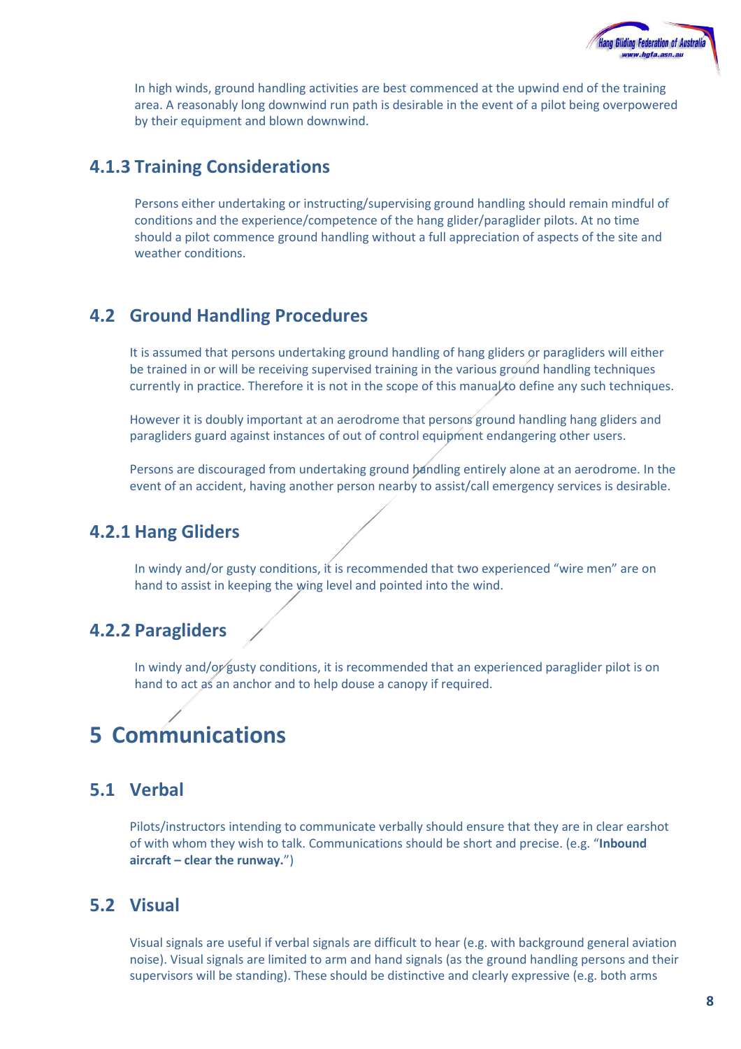In high winds, ground handling activities are best commenced at the upwind end of the training area. A reasonably long downwind run path is desirable in the event of a pilot being overpowered by their equipment and blown downwind.

### 4.1.3 Training Considerations

Persons either undertaking or instructing/supervising ground handling should remain mindful of conditions and the experience/competence of the hang glider/paraglider pilots. At no time should a pilot commence ground handling without a full appreciation of aspects of the site and weather conditions.

## 4.2 Ground Handling Procedures

It is assumed that persons undertaking ground handling of hang gliders or paragliders will either be trained in or will be receiving supervised training in the various ground handling techniques currently in practice. Therefore it is not in the scope of this manual to define any such techniques.

However it is doubly important at an aerodrome that persons ground handling hang gliders and paragliders guard against instances of out of control equipment endangering other users.

Persons are discouraged from undertaking ground handling entirely alone at an aerodrome. In the event of an accident, having another person nearby to assist/call emergency services is desirable.

### 4.2.1 Hang Gliders

In windy and/or gusty conditions, it is recommended that two experienced “wire men” are on hand to assist in keeping the wing level and pointed into the wind.

### 4.2.2 Paragliders

In windy and/or gusty conditions, it is recommended that an experienced paraglider pilot is on hand to act as an anchor and to help douse a canopy if required.

# 5 Communications

## 5.1 Verbal

Pilots/instructors intending to communicate verbally should ensure that they are in clear earshot of with whom they wish to talk. Communications should be short and precise. (e.g. “**Inbound aircraft – clear the runway.**”)

## 5.2 Visual

Visual signals are useful if verbal signals are difficult to hear (e.g. with background general aviation noise). Visual signals are limited to arm and hand signals (as the ground handling persons and their supervisors will be standing). These should be distinctive and clearly expressive (e.g. both arms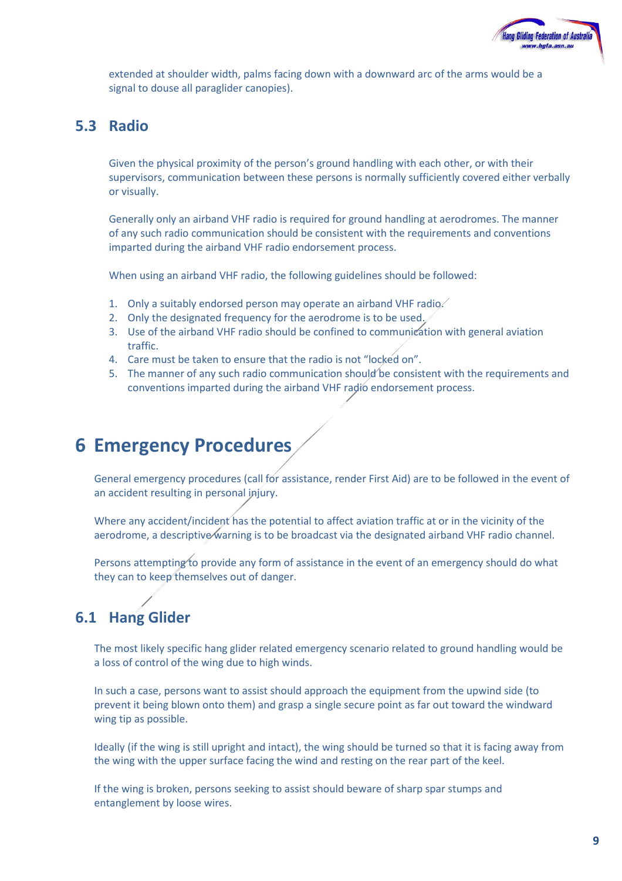extended at shoulder width, palms facing down with a downward arc of the arms would be a signal to douse all paraglider canopies).

## 5.3 Radio

Given the physical proximity of the person's ground handling with each other, or with their supervisors, communication between these persons is normally sufficiently covered either verbally or visually.

Generally only an airband VHF radio is required for ground handling at aerodromes. The manner of any such radio communication should be consistent with the requirements and conventions imparted during the airband VHF radio endorsement process.

When using an airband VHF radio, the following guidelines should be followed:

1. Only a suitably endorsed person may operate an airband VHF radio.
2. Only the designated frequency for the aerodrome is to be used.
3. Use of the airband VHF radio should be confined to communication with general aviation traffic.
4. Care must be taken to ensure that the radio is not "locked on".
5. The manner of any such radio communication should be consistent with the requirements and conventions imparted during the airband VHF radio endorsement process.

# 6 Emergency Procedures

General emergency procedures (call for assistance, render First Aid) are to be followed in the event of an accident resulting in personal injury.

Where any accident/incident has the potential to affect aviation traffic at or in the vicinity of the aerodrome, a descriptive warning is to be broadcast via the designated airband VHF radio channel.

Persons attempting to provide any form of assistance in the event of an emergency should do what they can to keep themselves out of danger.

## 6.1 Hang Glider

The most likely specific hang glider related emergency scenario related to ground handling would be a loss of control of the wing due to high winds.

In such a case, persons want to assist should approach the equipment from the upwind side (to prevent it being blown onto them) and grasp a single secure point as far out toward the windward wing tip as possible.

Ideally (if the wing is still upright and intact), the wing should be turned so that it is facing away from the wing with the upper surface facing the wind and resting on the rear part of the keel.

If the wing is broken, persons seeking to assist should beware of sharp spar stumps and entanglement by loose wires.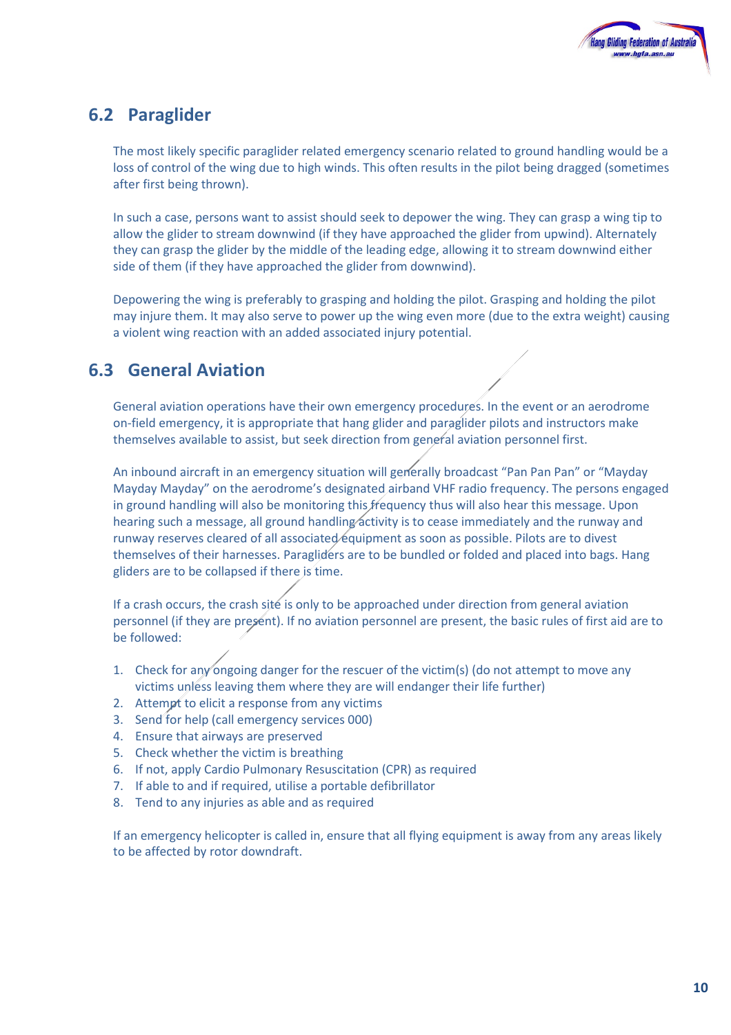## 6.2 Paraglider

The most likely specific paraglider related emergency scenario related to ground handling would be a loss of control of the wing due to high winds. This often results in the pilot being dragged (sometimes after first being thrown).

In such a case, persons want to assist should seek to depower the wing. They can grasp a wing tip to allow the glider to stream downwind (if they have approached the glider from upwind). Alternately they can grasp the glider by the middle of the leading edge, allowing it to stream downwind either side of them (if they have approached the glider from downwind).

Depowering the wing is preferably to grasping and holding the pilot. Grasping and holding the pilot may injure them. It may also serve to power up the wing even more (due to the extra weight) causing a violent wing reaction with an added associated injury potential.

## 6.3 General Aviation

General aviation operations have their own emergency procedures. In the event or an aerodrome on-field emergency, it is appropriate that hang glider and paraglider pilots and instructors make themselves available to assist, but seek direction from general aviation personnel first.

An inbound aircraft in an emergency situation will generally broadcast "Pan Pan Pan" or "Mayday Mayday Mayday" on the aerodrome's designated airband VHF radio frequency. The persons engaged in ground handling will also be monitoring this frequency thus will also hear this message. Upon hearing such a message, all ground handling activity is to cease immediately and the runway and runway reserves cleared of all associated equipment as soon as possible. Pilots are to divest themselves of their harnesses. Paragliders are to be bundled or folded and placed into bags. Hang gliders are to be collapsed if there is time.

If a crash occurs, the crash site is only to be approached under direction from general aviation personnel (if they are present). If no aviation personnel are present, the basic rules of first aid are to be followed:

1. Check for any ongoing danger for the rescuer of the victim(s) (do not attempt to move any victims unless leaving them where they are will endanger their life further)
2. Attempt to elicit a response from any victims
3. Send for help (call emergency services 000)
4. Ensure that airways are preserved
5. Check whether the victim is breathing
6. If not, apply Cardio Pulmonary Resuscitation (CPR) as required
7. If able to and if required, utilise a portable defibrillator
8. Tend to any injuries as able and as required

If an emergency helicopter is called in, ensure that all flying equipment is away from any areas likely to be affected by rotor downdraft.